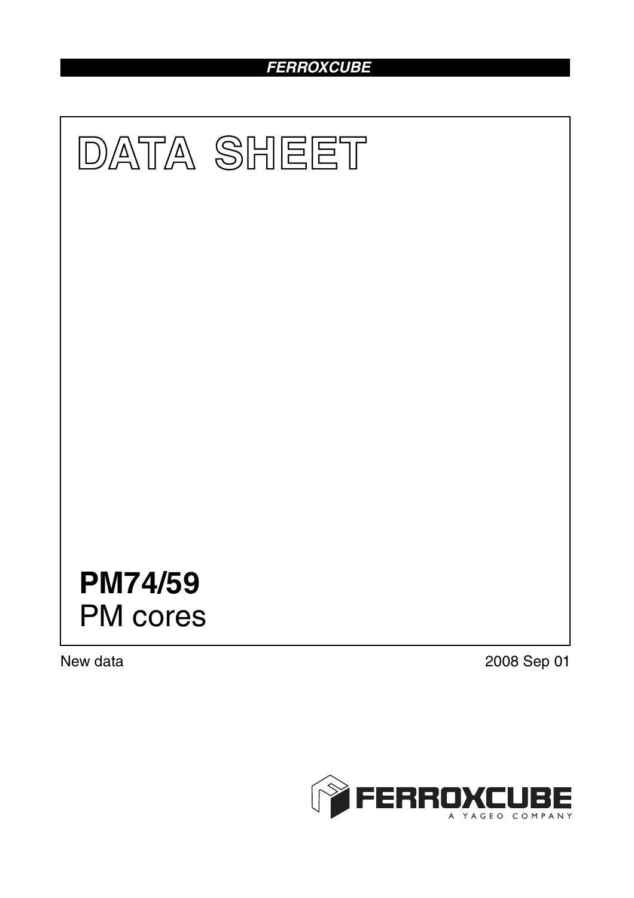# DATA SHEET

# PM74/59
PM cores

New data

2008 Sep 01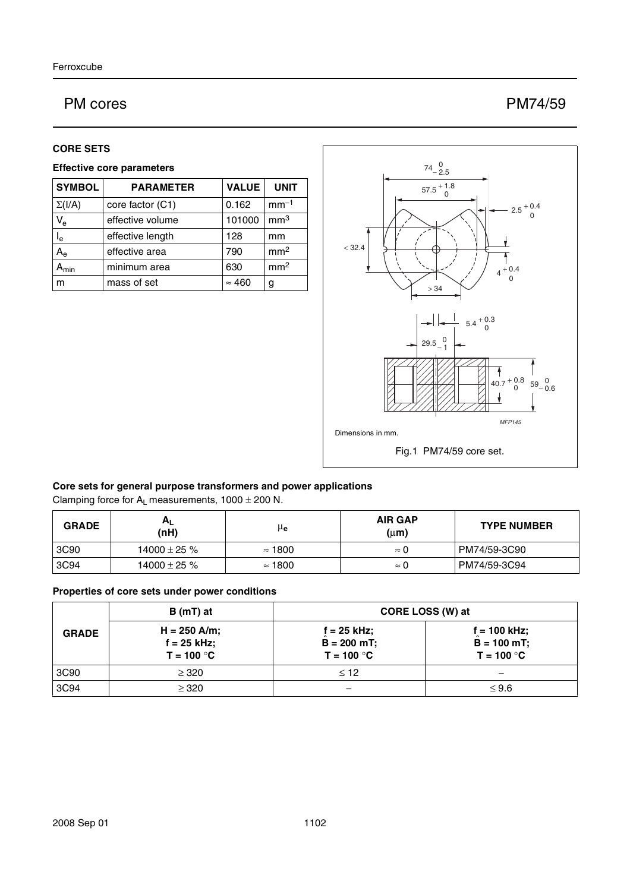# PM cores

# PM74/59

## CORE SETS

### Effective core parameters

| SYMBOL | PARAMETER | VALUE | UNIT |
|---|---|---|---|
| $\Sigma(I/A)$ | core factor (C1) | 0.162 | $mm^{-1}$ |
| $V_e$ | effective volume | 101000 | $mm^3$ |
| $I_e$ | effective length | 128 | mm |
| $A_e$ | effective area | 790 | $mm^2$ |
| $A_{min}$ | minimum area | 630 | $mm^2$ |
| m | mass of set | ≈ 460 | g |

Dimensions in mm.

Fig.1 PM74/59 core set.

### Core sets for general purpose transformers and power applications

Clamping force for $A_L$ measurements, 1000 ± 200 N.

| GRADE | $A_L$ (nH) | $\mu_e$ | AIR GAP (μm) | TYPE NUMBER |
|---|---|---|---|---|
| 3C90 | 14000 ± 25 % | ≈ 1800 | ≈ 0 | PM74/59-3C90 |
| 3C94 | 14000 ± 25 % | ≈ 1800 | ≈ 0 | PM74/59-3C94 |

### Properties of core sets under power conditions

| GRADE | B (mT) at | CORE LOSS (W) at | |
|---|---|---|---|
| | H = 250 A/m; f = 25 kHz; T = 100 °C | f = 25 kHz; $\hat{B}$ = 200 mT; T = 100 °C | f = 100 kHz; $\hat{B}$ = 100 mT; T = 100 °C |
| 3C90 | ≥ 320 | ≤ 12 | − |
| 3C94 | ≥ 320 | − | ≤ 9.6 |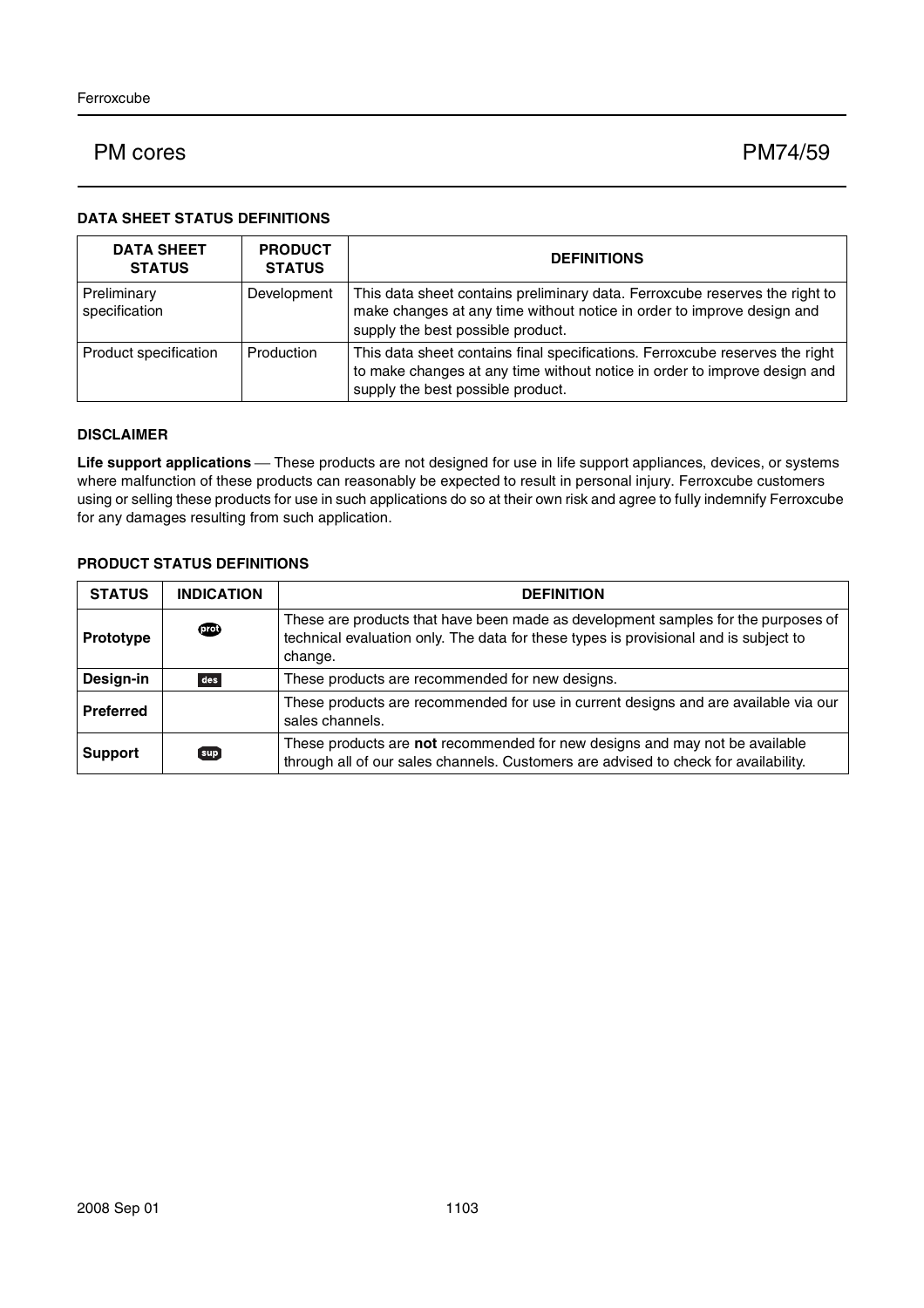## DATA SHEET STATUS DEFINITIONS

| DATA SHEET STATUS | PRODUCT STATUS | DEFINITIONS |
|---|---|---|
| Preliminary specification | Development | This data sheet contains preliminary data. Ferroxcube reserves the right to make changes at any time without notice in order to improve design and supply the best possible product. |
| Product specification | Production | This data sheet contains final specifications. Ferroxcube reserves the right to make changes at any time without notice in order to improve design and supply the best possible product. |

## DISCLAIMER

**Life support applications** — These products are not designed for use in life support appliances, devices, or systems where malfunction of these products can reasonably be expected to result in personal injury. Ferroxcube customers using or selling these products for use in such applications do so at their own risk and agree to fully indemnify Ferroxcube for any damages resulting from such application.

## PRODUCT STATUS DEFINITIONS

| STATUS | INDICATION | DEFINITION |
|---|---|---|
| **Prototype** | prot | These are products that have been made as development samples for the purposes of technical evaluation only. The data for these types is provisional and is subject to change. |
| **Design-in** | des | These products are recommended for new designs. |
| **Preferred** | | These products are recommended for use in current designs and are available via our sales channels. |
| **Support** | sup | These products are **not** recommended for new designs and may not be available through all of our sales channels. Customers are advised to check for availability. |